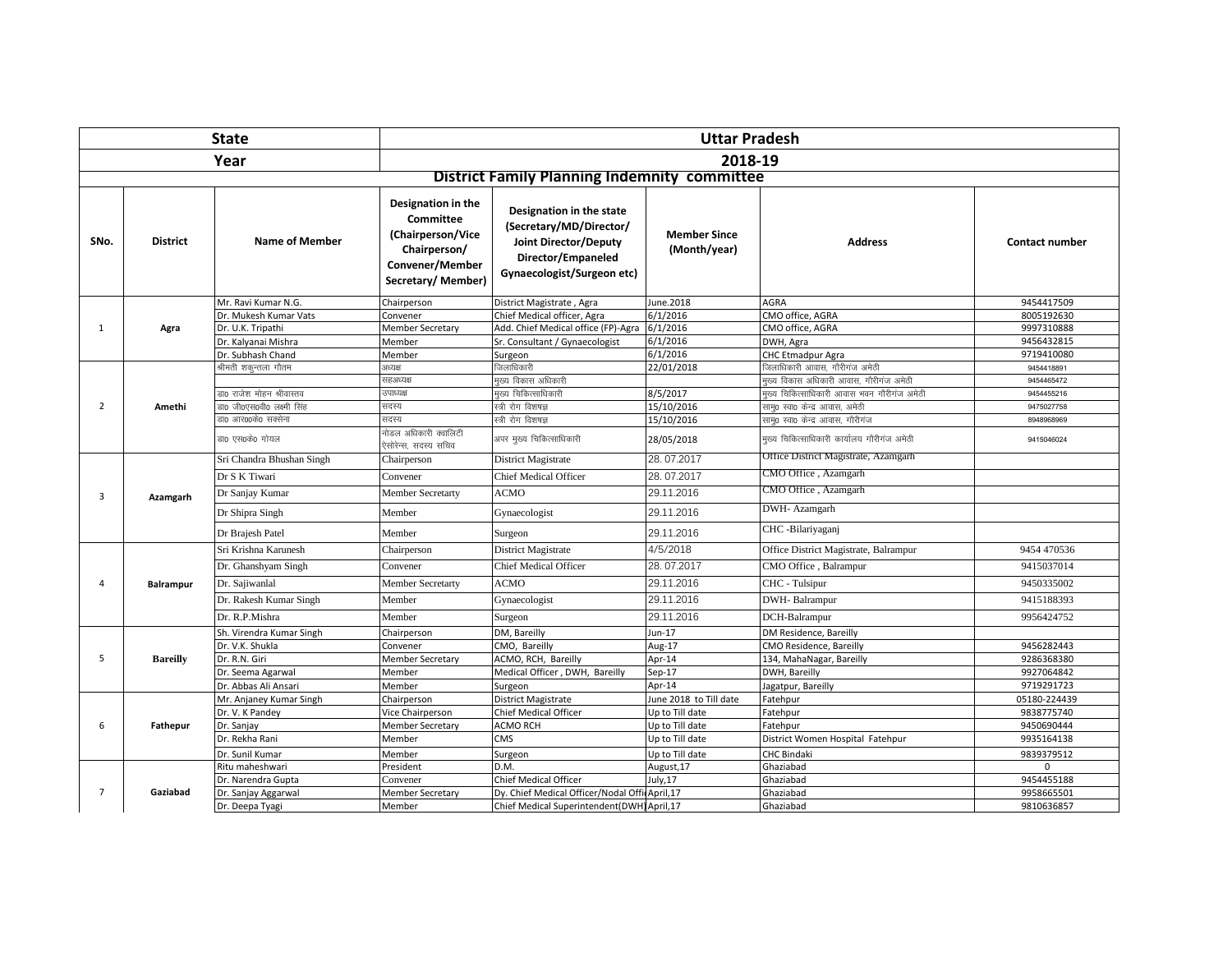| State | | | Uttar Pradesh | | | | |
|---|---|---|---|---|---|---|---|
| Year | | | 2018-19 | | | | |
| District Family Planning Indemnity committee | | | | | | | |
| SNo. | District | Name of Member | Designation in the Committee (Chairperson/Vice Chairperson/ Convener/Member Secretary/ Member) | Designation in the state (Secretary/MD/Director/ Joint Director/Deputy Director/Empaneled Gynaecologist/Surgeon etc) | Member Since (Month/year) | Address | Contact number |
| 1 | Agra | Mr. Ravi Kumar N.G. | Chairperson | District Magistrate , Agra | June.2018 | AGRA | 9454417509 |
| | | Dr. Mukesh Kumar Vats | Convener | Chief Medical officer, Agra | 6/1/2016 | CMO office, AGRA | 8005192630 |
| | | Dr. U.K. Tripathi | Member Secretary | Add. Chief Medical office (FP)-Agra | 6/1/2016 | CMO office, AGRA | 9997310888 |
| | | Dr. Kalyanai Mishra | Member | Sr. Consultant / Gynaecologist | 6/1/2016 | DWH, Agra | 9456432815 |
| | | Dr. Subhash Chand | Member | Surgeon | 6/1/2016 | CHC Etmadpur Agra | 9719410080 |
| 2 | Amethi | श्रीमती शकुन्तला गौतम | अध्यक्ष | जिलाधिकारी | 22/01/2018 | जिलाधिकारी आवास, गौरीगंज अमेठी | 9454418891 |
| | | | सहअध्यक्ष | मुख्य विकास अधिकारी | | मुख्य विकास अधिकारी आवास, गौरीगंज अमेठी | 9454465472 |
| | | डा0 राजेश मोहन श्रीवास्तव | उपाध्यक्ष | मुख्य चिकित्साधिकारी | 8/5/2017 | मुख्य चिकित्साधिकारी आवास भवन गौरीगंज अमेठी | 9454455216 |
| | | डा0 जी0एस0वी0 लक्ष्मी सिंह | सदस्य | स्त्री रोग विशषज्ञ | 15/10/2016 | सामु0 स्वा0 केन्द्र आवास, अमेठी | 9475027758 |
| | | डा0 आर0के0 सक्सेना | सदस्य | स्त्री रोग विशषज्ञ | 15/10/2016 | सामु0 स्वा0 केन्द्र आवास, गौरीगंज | 8948968969 |
| | | डा0 एस0के0 गोयल | नोडल अधिकारी क्वालिटी ऐसोरेन्स, सदस्य सचिव | अपर मुख्य चिकित्साधिकारी | 28/05/2018 | मुख्य चिकित्साधिकारी कार्यालय गौरीगंज अमेठी | 9415046024 |
| 3 | Azamgarh | Sri Chandra Bhushan Singh | Chairperson | District Magistrate | 28. 07.2017 | Office District Magistrate, Azamgarh | |
| | | Dr S K Tiwari | Convener | Chief Medical Officer | 28. 07.2017 | CMO Office , Azamgarh | |
| | | Dr Sanjay Kumar | Member Secretarty | ACMO | 29.11.2016 | CMO Office , Azamgarh | |
| | | Dr Shipra Singh | Member | Gynaecologist | 29.11.2016 | DWH- Azamgarh | |
| | | Dr Brajesh Patel | Member | Surgeon | 29.11.2016 | CHC -Bilariyaganj | |
| 4 | Balrampur | Sri Krishna Karunesh | Chairperson | District Magistrate | 4/5/2018 | Office District Magistrate, Balrampur | 9454 470536 |
| | | Dr. Ghanshyam Singh | Convener | Chief Medical Officer | 28. 07.2017 | CMO Office , Balrampur | 9415037014 |
| | | Dr. Sajiwanlal | Member Secretarty | ACMO | 29.11.2016 | CHC - Tulsipur | 9450335002 |
| | | Dr. Rakesh Kumar Singh | Member | Gynaecologist | 29.11.2016 | DWH- Balrampur | 9415188393 |
| | | Dr. R.P.Mishra | Member | Surgeon | 29.11.2016 | DCH-Balrampur | 9956424752 |
| 5 | Bareilly | Sh. Virendra Kumar Singh | Chairperson | DM, Bareilly | Jun-17 | DM Residence, Bareilly | |
| | | Dr. V.K. Shukla | Convener | CMO, Bareilly | Aug-17 | CMO Residence, Bareilly | 9456282443 |
| | | Dr. R.N. Giri | Member Secretary | ACMO, RCH, Bareilly | Apr-14 | 134, MahaNagar, Bareilly | 9286368380 |
| | | Dr. Seema Agarwal | Member | Medical Officer , DWH, Bareilly | Sep-17 | DWH, Bareilly | 9927064842 |
| | | Dr. Abbas Ali Ansari | Member | Surgeon | Apr-14 | Jagatpur, Bareilly | 9719291723 |
| 6 | Fathepur | Mr. Anjaney Kumar Singh | Chairperson | District Magistrate | June 2018 to Till date | Fatehpur | 05180-224439 |
| | | Dr. V. K Pandey | Vice Chairperson | Chief Medical Officer | Up to Till date | Fatehpur | 9838775740 |
| | | Dr. Sanjay | Member Secretary | ACMO RCH | Up to Till date | Fatehpur | 9450690444 |
| | | Dr. Rekha Rani | Member | CMS | Up to Till date | District Women Hospital Fatehpur | 9935164138 |
| | | Dr. Sunil Kumar | Member | Surgeon | Up to Till date | CHC Bindaki | 9839379512 |
| 7 | Gaziabad | Ritu maheshwari | President | D.M. | August,17 | Ghaziabad | 0 |
| | | Dr. Narendra Gupta | Convener | Chief Medical Officer | July,17 | Ghaziabad | 9454455188 |
| | | Dr. Sanjay Aggarwal | Member Secretary | Dy. Chief Medical Officer/Nodal Offi | April,17 | Ghaziabad | 9958665501 |
| | | Dr. Deepa Tyagi | Member | Chief Medical Superintendent(DWH) | April,17 | Ghaziabad | 9810636857 |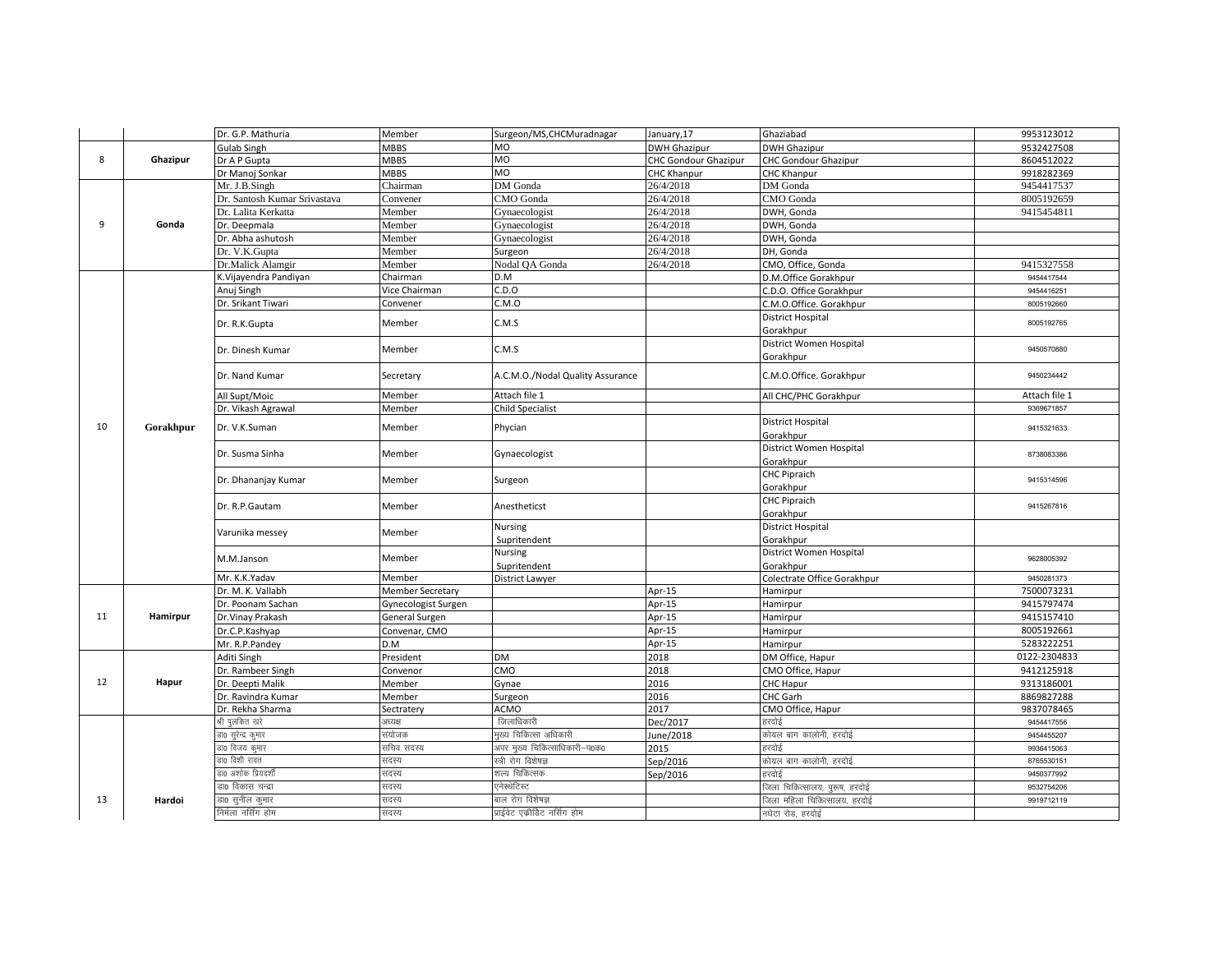| | | Dr. G.P. Mathuria | Member | Surgeon/MS,CHCMuradnagar | January,17 | Ghaziabad | 9953123012 |
|---|---|---|---|---|---|---|---|
| 8 | Ghazipur | Gulab Singh | MBBS | MO | DWH Ghazipur | DWH Ghazipur | 9532427508 |
| | | Dr A P Gupta | MBBS | MO | CHC Gondour Ghazipur | CHC Gondour Ghazipur | 8604512022 |
| | | Dr Manoj Sonkar | MBBS | MO | CHC Khanpur | CHC Khanpur | 9918282369 |
| 9 | Gonda | Mr. J.B.Singh | Chairman | DM Gonda | 26/4/2018 | DM Gonda | 9454417537 |
| | | Dr. Santosh Kumar Srivastava | Convener | CMO Gonda | 26/4/2018 | CMO Gonda | 8005192659 |
| | | Dr. Lalita Kerkatta | Member | Gynaecologist | 26/4/2018 | DWH, Gonda | 9415454811 |
| | | Dr. Deepmala | Member | Gynaecologist | 26/4/2018 | DWH, Gonda | |
| | | Dr. Abha ashutosh | Member | Gynaecologist | 26/4/2018 | DWH, Gonda | |
| | | Dr. V.K.Gupta | Member | Surgeon | 26/4/2018 | DH, Gonda | |
| | | Dr.Malick Alamgir | Member | Nodal QA Gonda | 26/4/2018 | CMO, Office, Gonda | 9415327558 |
| 10 | Gorakhpur | K.Vijayendra Pandiyan | Chairman | D.M | | D.M.Office Gorakhpur | 9454417544 |
| | | Anuj Singh | Vice Chairman | C.D.O | | C.D.O. Office Gorakhpur | 9454416251 |
| | | Dr. Srikant Tiwari | Convener | C.M.O | | C.M.O.Office. Gorakhpur | 8005192660 |
| | | Dr. R.K.Gupta | Member | C.M.S | | District Hospital Gorakhpur | 8005192765 |
| | | Dr. Dinesh Kumar | Member | C.M.S | | District Women Hospital Gorakhpur | 9450570880 |
| | | Dr. Nand Kumar | Secretary | A.C.M.O./Nodal Quality Assurance | | C.M.O.Office. Gorakhpur | 9450234442 |
| | | All Supt/Moic | Member | Attach file 1 | | All CHC/PHC Gorakhpur | Attach file 1 |
| | | Dr. Vikash Agrawal | Member | Child Specialist | | | 9369671857 |
| | | Dr. V.K.Suman | Member | Phycian | | District Hospital Gorakhpur | 9415321633 |
| | | Dr. Susma Sinha | Member | Gynaecologist | | District Women Hospital Gorakhpur | 8738083386 |
| | | Dr. Dhananjay Kumar | Member | Surgeon | | CHC Pipraich Gorakhpur | 9415314596 |
| | | Dr. R.P.Gautam | Member | Anestheticst | | CHC Pipraich Gorakhpur | 9415267816 |
| | | Varunika messey | Member | Nursing Supritendent | | District Hospital Gorakhpur | |
| | | M.M.Janson | Member | Nursing Supritendent | | District Women Hospital Gorakhpur | 9628005392 |
| | | Mr. K.K.Yadav | Member | District Lawyer | | Colectrate Office Gorakhpur | 9450281373 |
| 11 | Hamirpur | Dr. M. K. Vallabh | Member Secretary | | Apr-15 | Hamirpur | 7500073231 |
| | | Dr. Poonam Sachan | Gynecologist Surgen | | Apr-15 | Hamirpur | 9415797474 |
| | | Dr.Vinay Prakash | General Surgen | | Apr-15 | Hamirpur | 9415157410 |
| | | Dr.C.P.Kashyap | Convenar, CMO | | Apr-15 | Hamirpur | 8005192661 |
| | | Mr. R.P.Pandey | D.M | | Apr-15 | Hamirpur | 5283222251 |
| 12 | Hapur | Aditi Singh | President | DM | 2018 | DM Office, Hapur | 0122-2304833 |
| | | Dr. Rambeer Singh | Convenor | CMO | 2018 | CMO Office, Hapur | 9412125918 |
| | | Dr. Deepti Malik | Member | Gynae | 2016 | CHC Hapur | 9313186001 |
| | | Dr. Ravindra Kumar | Member | Surgeon | 2016 | CHC Garh | 8869827288 |
| | | Dr. Rekha Sharma | Sectratery | ACMO | 2017 | CMO Office, Hapur | 9837078465 |
| 13 | Hardoi | श्री पुलकित खरे | अध्यक्ष | जिलाधिकारी | Dec/2017 | हरदोई | 9454417556 |
| | | डा0 सुरेन्द्र कुमार | संयोजक | मुख्य चिकित्सा अधिकारी | June/2018 | कोयल बाग कालोनी, हरदोई | 9454455207 |
| | | डा0 विजय कुमार | सचिव सदस्य | अपर मुख्य चिकित्साधिकारी–प0क0 | 2015 | हरदोई | 9936415063 |
| | | डा0 विशी रावत | सदस्य | स्त्री रोग विशेषज्ञ | Sep/2016 | कोयल बाग कालोनी, हरदोई | 8765530151 |
| | | डा0 अशोक प्रियदर्शी | सदस्य | शल्य चिकित्सक | Sep/2016 | हरदोई | 9450377992 |
| | | डा0 विकास चन्द्रा | सदस्य | एनेस्थेटिस्ट | | जिला चिकित्सालय, पुरूष, हरदोई | 9532754206 |
| | | डा0 सुनील कुमार | सदस्य | बाल रोग विशेषज्ञ | | जिला महिला चिकित्सालय, हरदोई | 9919712119 |
| | | निर्मला नर्सिंग होम | सदस्य | प्राईवेट एक्रीडिट नर्सिंग होम | | नघेटा रोड, हरदोई | |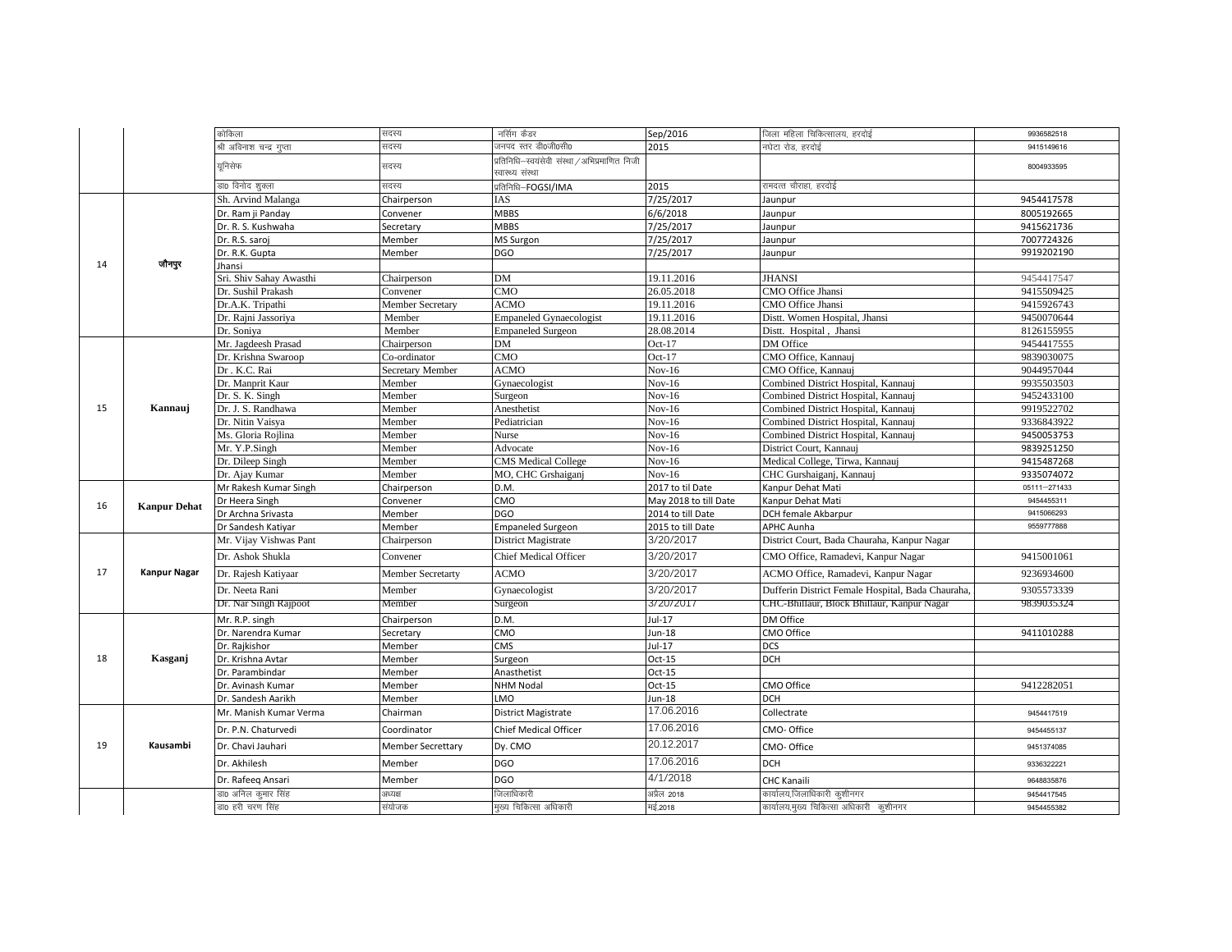|  |  |  |  |  |  |  |  |
|---|---|---|---|---|---|---|---|
|  |  | कोकिला | सदस्य | नर्सिंग कैडर | Sep/2016 | जिला महिला चिकित्सालय, हरदोई | 9936582518 |
|  |  | श्री अविनाश चन्द्र गुप्ता | सदस्य | जनपद स्तर डी0जी0सी0 | 2015 | नघेटा रोड, हरदोई | 9415149616 |
|  |  | यूनिसेफ | सदस्य | प्रतिनिधि–स्वयंसेवी संस्था/अभिप्रमाणित निजी स्वास्थ्य संस्था |  |  | 8004933595 |
|  |  | डा0 विनोद शुक्ला | सदस्य | प्रतिनिधि–FOGSI/IMA | 2015 | रामदत्त चौराहा, हरदोई |  |
| 14 | जौनपुर | Sh. Arvind Malanga | Chairperson | IAS | 7/25/2017 | Jaunpur | 9454417578 |
|  |  | Dr. Ram ji Panday | Convener | MBBS | 6/6/2018 | Jaunpur | 8005192665 |
|  |  | Dr. R. S. Kushwaha | Secretary | MBBS | 7/25/2017 | Jaunpur | 9415621736 |
|  |  | Dr. R.S. saroj | Member | MS Surgon | 7/25/2017 | Jaunpur | 7007724326 |
|  |  | Dr. R.K. Gupta | Member | DGO | 7/25/2017 | Jaunpur | 9919202190 |
|  |  | Jhansi |  |  |  |  |  |
|  |  | Sri. Shiv Sahay Awasthi | Chairperson | DM | 19.11.2016 | JHANSI | 9454417547 |
|  |  | Dr. Sushil Prakash | Convener | CMO | 26.05.2018 | CMO Office Jhansi | 9415509425 |
|  |  | Dr.A.K. Tripathi | Member Secretary | ACMO | 19.11.2016 | CMO Office Jhansi | 9415926743 |
|  |  | Dr. Rajni Jassoriya | Member | Empaneled Gynaecologist | 19.11.2016 | Distt. Women Hospital, Jhansi | 9450070644 |
|  |  | Dr. Soniya | Member | Empaneled Surgeon | 28.08.2014 | Distt. Hospital , Jhansi | 8126155955 |
| 15 | Kannauj | Mr. Jagdeesh Prasad | Chairperson | DM | Oct-17 | DM Office | 9454417555 |
|  |  | Dr. Krishna Swaroop | Co-ordinator | CMO | Oct-17 | CMO Office, Kannauj | 9839030075 |
|  |  | Dr . K.C. Rai | Secretary Member | ACMO | Nov-16 | CMO Office, Kannauj | 9044957044 |
|  |  | Dr. Manprit Kaur | Member | Gynaecologist | Nov-16 | Combined District Hospital, Kannauj | 9935503503 |
|  |  | Dr. S. K. Singh | Member | Surgeon | Nov-16 | Combined District Hospital, Kannauj | 9452433100 |
|  |  | Dr. J. S. Randhawa | Member | Anesthetist | Nov-16 | Combined District Hospital, Kannauj | 9919522702 |
|  |  | Dr. Nitin Vaisya | Member | Pediatrician | Nov-16 | Combined District Hospital, Kannauj | 9336843922 |
|  |  | Ms. Gloria Rojlina | Member | Nurse | Nov-16 | Combined District Hospital, Kannauj | 9450053753 |
|  |  | Mr. Y.P.Singh | Member | Advocate | Nov-16 | District Court, Kannauj | 9839251250 |
|  |  | Dr. Dileep Singh | Member | CMS Medical College | Nov-16 | Medical College, Tirwa, Kannauj | 9415487268 |
|  |  | Dr. Ajay Kumar | Member | MO, CHC Grshaiganj | Nov-16 | CHC Gurshaiganj, Kannauj | 9335074072 |
| 16 | Kanpur Dehat | Mr Rakesh Kumar Singh | Chairperson | D.M. | 2017 to til Date | Kanpur Dehat Mati | 05111–271433 |
|  |  | Dr Heera Singh | Convener | CMO | May 2018 to till Date | Kanpur Dehat Mati | 9454455311 |
|  |  | Dr Archna Srivasta | Member | DGO | 2014 to till Date | DCH female Akbarpur | 9415066293 |
|  |  | Dr Sandesh Katiyar | Member | Empaneled Surgeon | 2015 to till Date | APHC Aunha | 9559777888 |
| 17 | Kanpur Nagar | Mr. Vijay Vishwas Pant | Chairperson | District Magistrate | 3/20/2017 | District Court, Bada Chauraha, Kanpur Nagar |  |
|  |  | Dr. Ashok Shukla | Convener | Chief Medical Officer | 3/20/2017 | CMO Office, Ramadevi, Kanpur Nagar | 9415001061 |
|  |  | Dr. Rajesh Katiyaar | Member Secretarty | ACMO | 3/20/2017 | ACMO Office, Ramadevi, Kanpur Nagar | 9236934600 |
|  |  | Dr. Neeta Rani | Member | Gynaecologist | 3/20/2017 | Dufferin District Female Hospital, Bada Chauraha, | 9305573339 |
|  |  | Dr. Nar Singh Rajpoot | Member | Surgeon | 3/20/2017 | CHC-Bhillaur, Block Bhillaur, Kanpur Nagar | 9839035324 |
| 18 | Kasganj | Mr. R.P. singh | Chairperson | D.M. | Jul-17 | DM Office |  |
|  |  | Dr. Narendra Kumar | Secretary | CMO | Jun-18 | CMO Office | 9411010288 |
|  |  | Dr. Rajkishor | Member | CMS | Jul-17 | DCS |  |
|  |  | Dr. Krishna Avtar | Member | Surgeon | Oct-15 | DCH |  |
|  |  | Dr. Parambindar | Member | Anasthetist | Oct-15 |  |  |
|  |  | Dr. Avinash Kumar | Member | NHM Nodal | Oct-15 | CMO Office | 9412282051 |
|  |  | Dr. Sandesh Aarikh | Member | LMO | Jun-18 | DCH |  |
| 19 | Kausambi | Mr. Manish Kumar Verma | Chairman | District Magistrate | 17.06.2016 | Collectrate | 9454417519 |
|  |  | Dr. P.N. Chaturvedi | Coordinator | Chief Medical Officer | 17.06.2016 | CMO- Office | 9454455137 |
|  |  | Dr. Chavi Jauhari | Member Secrettary | Dy. CMO | 20.12.2017 | CMO- Office | 9451374085 |
|  |  | Dr. Akhilesh | Member | DGO | 17.06.2016 | DCH | 9336322221 |
|  |  | Dr. Rafeeq Ansari | Member | DGO | 4/1/2018 | CHC Kanaili | 9648835876 |
|  |  | डा0 अनिल कुमार सिंह | अध्यक्ष | जिलाधिकारी | अप्रैल 2018 | कार्यालय,जिलाधिकारी कुशीनगर | 9454417545 |
|  |  | डा0 हरी चरण सिंह | संयोजक | मुख्य चिकित्सा अधिकारी | मई,2018 | कार्यालय,मुख्य चिकित्सा अधिकारी कुशीनगर | 9454455382 |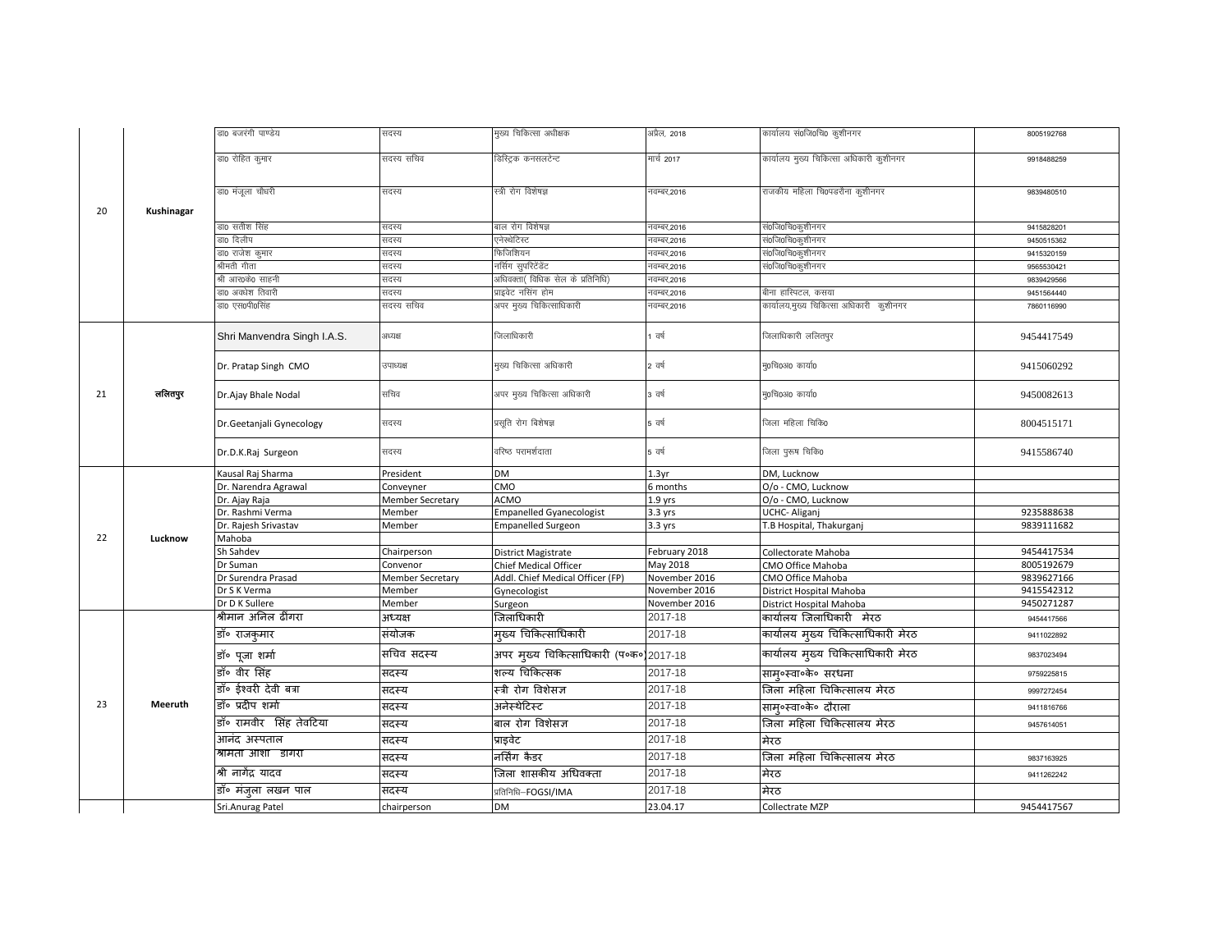| | | | | | | | |
|---|---|---|---|---|---|---|---|
| 20 | Kushinagar | डा0 बजरंगी पाण्डेय | सदस्य | मुख्य चिकित्सा अधीक्षक | अप्रैल, 2018 | कार्यालय सं0जि0चि0 कुशीनगर | 8005192768 |
| | | डा0 रोहित कुमार | सदस्य सचिव | डिस्ट्रिक कनसलटेन्ट | मार्च 2017 | कार्यालय मुख्य चिकित्सा अधिकारी कुशीनगर | 9918488259 |
| | | डा0 मंजूला चौधरी | सदस्य | स्त्री रोग विशेषज्ञ | नवम्बर,2016 | राजकीय महिला चि0पडरौना कुशीनगर | 9839480510 |
| | | डा0 सतीश सिंह | सदस्य | बाल रोग विशेषज्ञ | नवम्बर,2016 | सं0जि0चि0कुशीनगर | 9415828201 |
| | | डा0 दिलीप | सदस्य | एनेस्थेटिस्ट | नवम्बर,2016 | सं0जि0चि0कुशीनगर | 9450515362 |
| | | डा0 राजेश कुमार | सदस्य | फिजिशियन | नवम्बर,2016 | सं0जि0चि0कुशीनगर | 9415320159 |
| | | श्रीमती गीता | सदस्य | नर्सिंग सुपरिटेंडेंट | नवम्बर,2016 | सं0जि0चि0कुशीनगर | 9565530421 |
| | | श्री आर0के0 साहनी | सदस्य | अधिवक्ता( विधिक सेल के प्रतिनिधि) | नवम्बर,2016 | | 9839429566 |
| | | डा0 अवधेश तिवारी | सदस्य | प्राइवेट नर्सिंग होम | नवम्बर,2016 | बीना हास्पिटल, कसया | 9451564440 |
| | | डा0 एस0पी0सिंह | सदस्य सचिव | अपर मुख्य चिकित्साधिकारी | नवम्बर,2016 | कार्यालय,मुख्य चिकित्सा अधिकारी कुशीनगर | 7860116990 |
| 21 | ललितपुर | Shri Manvendra Singh I.A.S. | अध्यक्ष | जिलाधिकारी | 1 वर्ष | जिलाधिकारी ललितपुर | 9454417549 |
| | | Dr. Pratap Singh CMO | उपाध्यक्ष | मुख्य चिकित्सा अधिकारी | 2 वर्ष | मु0चि0अ0 कार्या0 | 9415060292 |
| | | Dr.Ajay Bhale Nodal | सचिव | अपर मुख्य चिकित्सा अधिकारी | 3 वर्ष | मु0चि0अ0 कार्या0 | 9450082613 |
| | | Dr.Geetanjali Gynecology | सदस्य | प्रसूति रोग विशेषज्ञ | 5 वर्ष | जिला महिला चिकि0 | 8004515171 |
| | | Dr.D.K.Raj Surgeon | सदस्य | वरिष्ठ परामर्शदाता | 5 वर्ष | जिला पुरूष चिकि0 | 9415586740 |
| 22 | Lucknow | Kausal Raj Sharma | President | DM | 1.3yr | DM, Lucknow | |
| | | Dr. Narendra Agrawal | Conveyner | CMO | 6 months | O/o - CMO, Lucknow | |
| | | Dr. Ajay Raja | Member Secretary | ACMO | 1.9 yrs | O/o - CMO, Lucknow | |
| | | Dr. Rashmi Verma | Member | Empanelled Gyanecologist | 3.3 yrs | UCHC- Aliganj | 9235888638 |
| | | Dr. Rajesh Srivastav | Member | Empanelled Surgeon | 3.3 yrs | T.B Hospital, Thakurganj | 9839111682 |
| | | Mahoba | | | | | |
| | | Sh Sahdev | Chairperson | District Magistrate | February 2018 | Collectorate Mahoba | 9454417534 |
| | | Dr Suman | Convenor | Chief Medical Officer | May 2018 | CMO Office Mahoba | 8005192679 |
| | | Dr Surendra Prasad | Member Secretary | Addl. Chief Medical Officer (FP) | November 2016 | CMO Office Mahoba | 9839627166 |
| | | Dr S K Verma | Member | Gynecologist | November 2016 | District Hospital Mahoba | 9415542312 |
| | | Dr D K Sullere | Member | Surgeon | November 2016 | District Hospital Mahoba | 9450271287 |
| 23 | Meeruth | श्रीमान अनिल ढींगरा | अध्यक्ष | जिलाधिकारी | 2017-18 | कार्यालय जिलाधिकारी मेरठ | 9454417566 |
| | | डॉ० राजकुमार | संयोजक | मुख्य चिकित्साधिकारी | 2017-18 | कार्यालय मुख्य चिकित्साधिकारी मेरठ | 9411022892 |
| | | डॉ० पूजा शर्मा | सचिव सदस्य | अपर मुख्य चिकित्साधिकारी (प०क०) | 2017-18 | कार्यालय मुख्य चिकित्साधिकारी मेरठ | 9837023494 |
| | | डॉ० वीर सिंह | सदस्य | शल्य चिकित्सक | 2017-18 | सामु०स्वा०के० सरधना | 9759225815 |
| | | डॉ० ईश्वरी देवी बत्रा | सदस्य | स्त्री रोग विशेसज्ञ | 2017-18 | जिला महिला चिकित्सालय मेरठ | 9997272454 |
| | | डॉ० प्रदीप शर्मा | सदस्य | अनेस्थेटिस्ट | 2017-18 | सामु०स्वा०के० दौराला | 9411816766 |
| | | डॉ० रामवीर सिंह तेवटिया | सदस्य | बाल रोग विशेसज्ञ | 2017-18 | जिला महिला चिकित्सालय मेरठ | 9457614051 |
| | | आनंद अस्पताल | सदस्य | प्राइवेट | 2017-18 | मेरठ | |
| | | श्रीमती आशा डींगरा | सदस्य | नर्सिंग कैडर | 2017-18 | जिला महिला चिकित्सालय मेरठ | 9837163925 |
| | | श्री नागेंद्र यादव | सदस्य | जिला शासकीय अधिवक्ता | 2017-18 | मेरठ | 9411262242 |
| | | डॉ० मंजुला लखन पाल | सदस्य | प्रतिनिधि–FOGSI/IMA | 2017-18 | मेरठ | |
| | | Sri.Anurag Patel | chairperson | DM | 23.04.17 | Collectrate MZP | 9454417567 |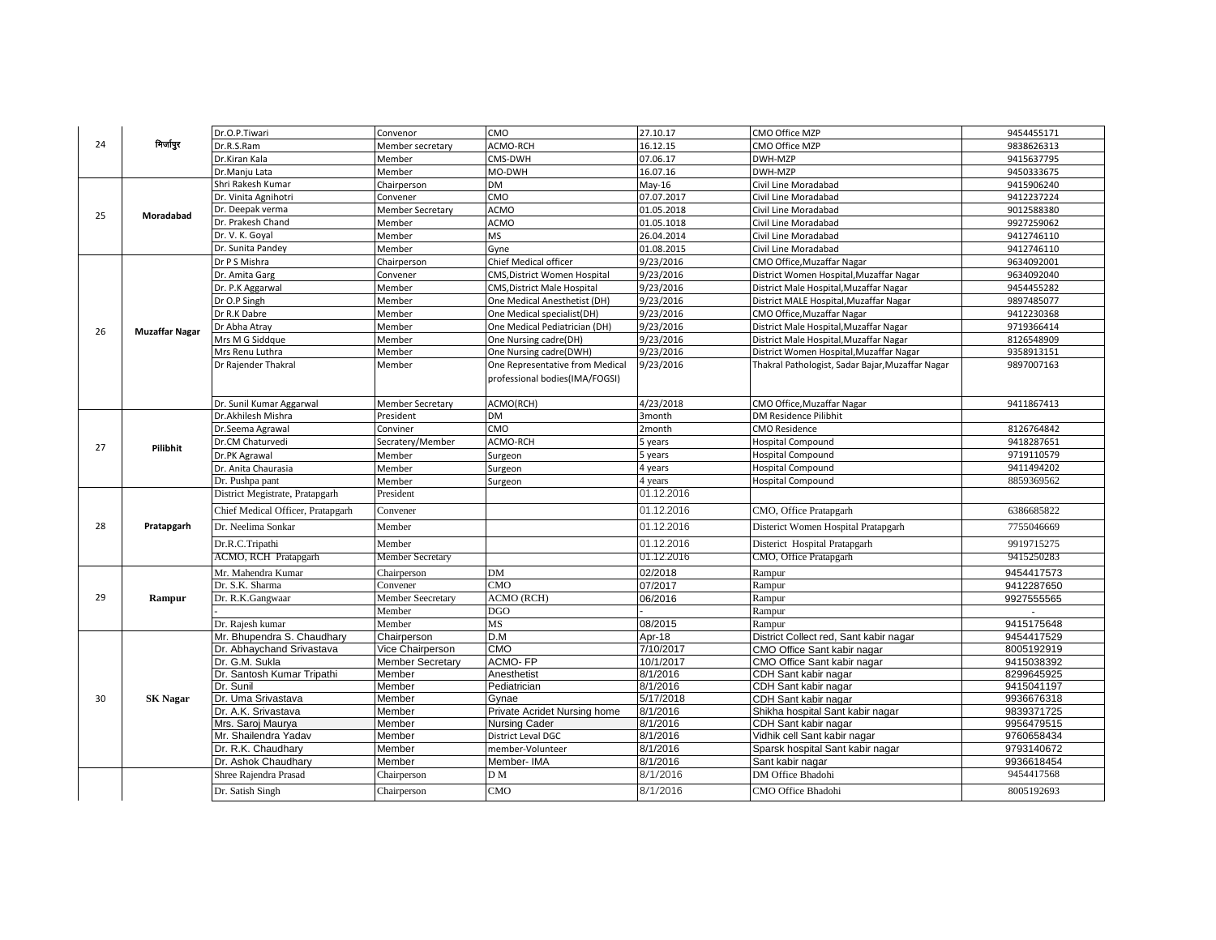| | | | | | | | |
|---|---|---|---|---|---|---|---|
| 24 | मिर्जापुर | Dr.O.P.Tiwari | Convenor | CMO | 27.10.17 | CMO Office MZP | 9454455171 |
| | | Dr.R.S.Ram | Member secretary | ACMO-RCH | 16.12.15 | CMO Office MZP | 9838626313 |
| | | Dr.Kiran Kala | Member | CMS-DWH | 07.06.17 | DWH-MZP | 9415637795 |
| | | Dr.Manju Lata | Member | MO-DWH | 16.07.16 | DWH-MZP | 9450333675 |
| 25 | Moradabad | Shri Rakesh Kumar | Chairperson | DM | May-16 | Civil Line Moradabad | 9415906240 |
| | | Dr. Vinita Agnihotri | Convener | CMO | 07.07.2017 | Civil Line Moradabad | 9412237224 |
| | | Dr. Deepak verma | Member Secretary | ACMO | 01.05.2018 | Civil Line Moradabad | 9012588380 |
| | | Dr. Prakesh Chand | Member | ACMO | 01.05.1018 | Civil Line Moradabad | 9927259062 |
| | | Dr. V. K. Goyal | Member | MS | 26.04.2014 | Civil Line Moradabad | 9412746110 |
| | | Dr. Sunita Pandey | Member | Gyne | 01.08.2015 | Civil Line Moradabad | 9412746110 |
| 26 | Muzaffar Nagar | Dr P S Mishra | Chairperson | Chief Medical officer | 9/23/2016 | CMO Office,Muzaffar Nagar | 9634092001 |
| | | Dr. Amita Garg | Convener | CMS,District Women Hospital | 9/23/2016 | District Women Hospital,Muzaffar Nagar | 9634092040 |
| | | Dr. P.K Aggarwal | Member | CMS,District Male Hospital | 9/23/2016 | District Male Hospital,Muzaffar Nagar | 9454455282 |
| | | Dr O.P Singh | Member | One Medical Anesthetist (DH) | 9/23/2016 | District MALE Hospital,Muzaffar Nagar | 9897485077 |
| | | Dr R.K Dabre | Member | One Medical specialist(DH) | 9/23/2016 | CMO Office,Muzaffar Nagar | 9412230368 |
| | | Dr Abha Atray | Member | One Medical Pediatrician (DH) | 9/23/2016 | District Male Hospital,Muzaffar Nagar | 9719366414 |
| | | Mrs M G Siddque | Member | One Nursing cadre(DH) | 9/23/2016 | District Male Hospital,Muzaffar Nagar | 8126548909 |
| | | Mrs Renu Luthra | Member | One Nursing cadre(DWH) | 9/23/2016 | District Women Hospital,Muzaffar Nagar | 9358913151 |
| | | Dr Rajender Thakral | Member | One Representative from Medical professional bodies(IMA/FOGSI) | 9/23/2016 | Thakral Pathologist, Sadar Bajar,Muzaffar Nagar | 9897007163 |
| | | Dr. Sunil Kumar Aggarwal | Member Secretary | ACMO(RCH) | 4/23/2018 | CMO Office,Muzaffar Nagar | 9411867413 |
| 27 | Pilibhit | Dr.Akhilesh Mishra | President | DM | 3month | DM Residence Pilibhit | |
| | | Dr.Seema Agrawal | Conviner | CMO | 2month | CMO Residence | 8126764842 |
| | | Dr.CM Chaturvedi | Secratery/Member | ACMO-RCH | 5 years | Hospital Compound | 9418287651 |
| | | Dr.PK Agrawal | Member | Surgeon | 5 years | Hospital Compound | 9719110579 |
| | | Dr. Anita Chaurasia | Member | Surgeon | 4 years | Hospital Compound | 9411494202 |
| | | Dr. Pushpa pant | Member | Surgeon | 4 years | Hospital Compound | 8859369562 |
| 28 | Pratapgarh | District Megistrate, Pratapgarh | President | | 01.12.2016 | | |
| | | Chief Medical Officer, Pratapgarh | Convener | | 01.12.2016 | CMO, Office Pratapgarh | 6386685822 |
| | | Dr. Neelima Sonkar | Member | | 01.12.2016 | Disterict Women Hospital Pratapgarh | 7755046669 |
| | | Dr.R.C.Tripathi | Member | | 01.12.2016 | Disterict Hospital Pratapgarh | 9919715275 |
| | | ACMO, RCH Pratapgarh | Member Secretary | | 01.12.2016 | CMO, Office Pratapgarh | 9415250283 |
| 29 | Rampur | Mr. Mahendra Kumar | Chairperson | DM | 02/2018 | Rampur | 9454417573 |
| | | Dr. S.K. Sharma | Convener | CMO | 07/2017 | Rampur | 9412287650 |
| | | Dr. R.K.Gangwaar | Member Seecretary | ACMO (RCH) | 06/2016 | Rampur | 9927555565 |
| | | - | Member | DGO | - | Rampur | - |
| | | Dr. Rajesh kumar | Member | MS | 08/2015 | Rampur | 9415175648 |
| 30 | SK Nagar | Mr. Bhupendra S. Chaudhary | Chairperson | D.M | Apr-18 | District Collect red, Sant kabir nagar | 9454417529 |
| | | Dr. Abhaychand Srivastava | Vice Chairperson | CMO | 7/10/2017 | CMO Office Sant kabir nagar | 8005192919 |
| | | Dr. G.M. Sukla | Member Secretary | ACMO- FP | 10/1/2017 | CMO Office Sant kabir nagar | 9415038392 |
| | | Dr. Santosh Kumar Tripathi | Member | Anesthetist | 8/1/2016 | CDH Sant kabir nagar | 8299645925 |
| | | Dr. Sunil | Member | Pediatrician | 8/1/2016 | CDH Sant kabir nagar | 9415041197 |
| | | Dr. Uma Srivastava | Member | Gynae | 5/17/2018 | CDH Sant kabir nagar | 9936676318 |
| | | Dr. A.K. Srivastava | Member | Private Acridet Nursing home | 8/1/2016 | Shikha hospital Sant kabir nagar | 9839371725 |
| | | Mrs. Saroj Maurya | Member | Nursing Cader | 8/1/2016 | CDH Sant kabir nagar | 9956479515 |
| | | Mr. Shailendra Yadav | Member | District Leval DGC | 8/1/2016 | Vidhik cell Sant kabir nagar | 9760658434 |
| | | Dr. R.K. Chaudhary | Member | member-Volunteer | 8/1/2016 | Sparsk hospital Sant kabir nagar | 9793140672 |
| | | Dr. Ashok Chaudhary | Member | Member- IMA | 8/1/2016 | Sant kabir nagar | 9936618454 |
| | | Shree Rajendra Prasad | Chairperson | D M | 8/1/2016 | DM Office Bhadohi | 9454417568 |
| | | Dr. Satish Singh | Chairperson | CMO | 8/1/2016 | CMO Office Bhadohi | 8005192693 |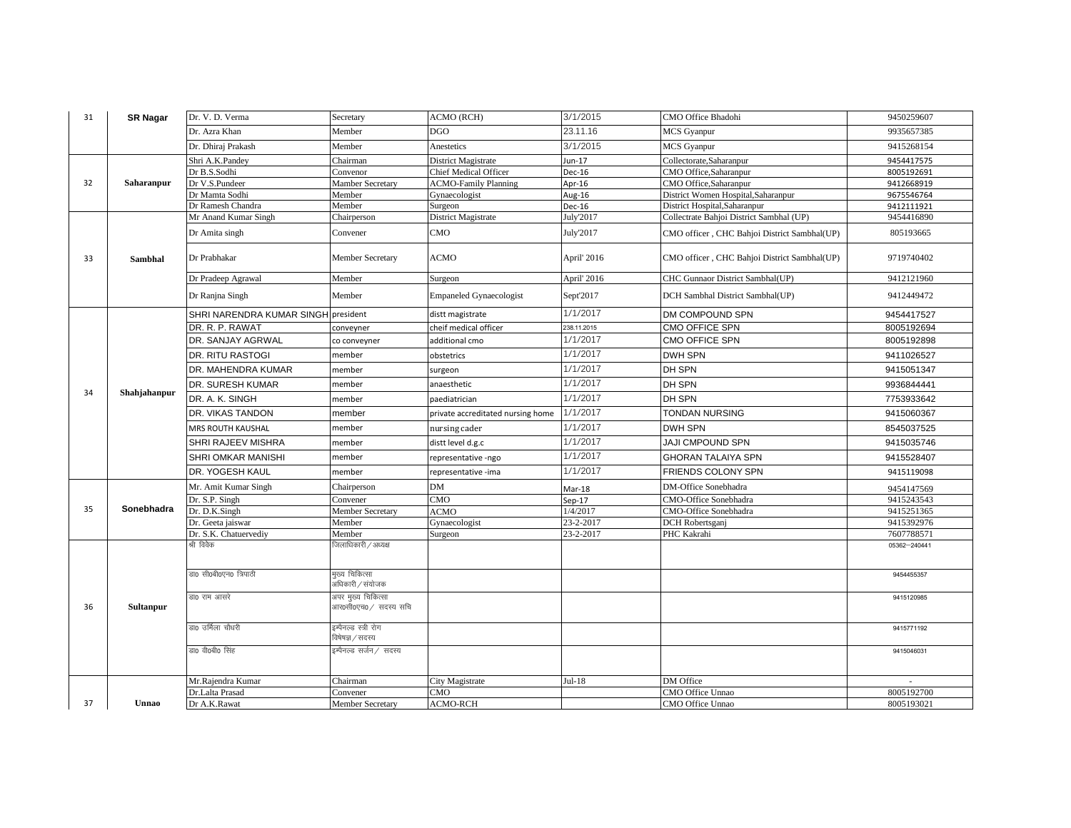| 31 | SR Nagar | Dr. V. D. Verma | Secretary | ACMO (RCH) | 3/1/2015 | CMO Office Bhadohi | 9450259607 |
|---|---|---|---|---|---|---|---|
| | | Dr. Azra Khan | Member | DGO | 23.11.16 | MCS Gyanpur | 9935657385 |
| | | Dr. Dhiraj Prakash | Member | Anestetics | 3/1/2015 | MCS Gyanpur | 9415268154 |
| 32 | Saharanpur | Shri A.K.Pandey | Chairman | District Magistrate | Jun-17 | Collectorate,Saharanpur | 9454417575 |
| | | Dr B.S.Sodhi | Convenor | Chief Medical Officer | Dec-16 | CMO Office,Saharanpur | 8005192691 |
| | | Dr V.S.Pundeer | Mamber Secretary | ACMO-Family Planning | Apr-16 | CMO Office,Saharanpur | 9412668919 |
| | | Dr Mamta Sodhi | Member | Gynaecologist | Aug-16 | District Women Hospital,Saharanpur | 9675546764 |
| | | Dr Ramesh Chandra | Member | Surgeon | Dec-16 | District Hospital,Saharanpur | 9412111921 |
| 33 | Sambhal | Mr Anand Kumar Singh | Chairperson | District Magistrate | July'2017 | Collectrate Bahjoi District Sambhal (UP) | 9454416890 |
| | | Dr Amita singh | Convener | CMO | July'2017 | CMO officer , CHC Bahjoi District Sambhal(UP) | 805193665 |
| | | Dr Prabhakar | Member Secretary | ACMO | April' 2016 | CMO officer , CHC Bahjoi District Sambhal(UP) | 9719740402 |
| | | Dr Pradeep Agrawal | Member | Surgeon | April' 2016 | CHC Gunnaor District Sambhal(UP) | 9412121960 |
| | | Dr Ranjna Singh | Member | Empaneled Gynaecologist | Sept'2017 | DCH Sambhal District Sambhal(UP) | 9412449472 |
| 34 | Shahjahanpur | SHRI NARENDRA KUMAR SINGH | president | distt magistrate | 1/1/2017 | DM COMPOUND SPN | 9454417527 |
| | | DR. R. P. RAWAT | conveyner | cheif medical officer | 238.11.2015 | CMO OFFICE SPN | 8005192694 |
| | | DR. SANJAY AGRWAL | co conveyner | additional cmo | 1/1/2017 | CMO OFFICE SPN | 8005192898 |
| | | DR. RITU RASTOGI | member | obstetrics | 1/1/2017 | DWH SPN | 9411026527 |
| | | DR. MAHENDRA KUMAR | member | surgeon | 1/1/2017 | DH SPN | 9415051347 |
| | | DR. SURESH KUMAR | member | anaesthetic | 1/1/2017 | DH SPN | 9936844441 |
| | | DR. A. K. SINGH | member | paediatrician | 1/1/2017 | DH SPN | 7753933642 |
| | | DR. VIKAS TANDON | member | private accreditated nursing home | 1/1/2017 | TONDAN NURSING | 9415060367 |
| | | MRS ROUTH KAUSHAL | member | nursing cader | 1/1/2017 | DWH SPN | 8545037525 |
| | | SHRI RAJEEV MISHRA | member | distt level d.g.c | 1/1/2017 | JAJI CMPOUND SPN | 9415035746 |
| | | SHRI OMKAR MANISHI | member | representative -ngo | 1/1/2017 | GHORAN TALAIYA SPN | 9415528407 |
| | | DR. YOGESH KAUL | member | representative -ima | 1/1/2017 | FRIENDS COLONY SPN | 9415119098 |
| 35 | Sonebhadra | Mr. Amit Kumar Singh | Chairperson | DM | Mar-18 | DM-Office Sonebhadra | 9454147569 |
| | | Dr. S.P. Singh | Convener | CMO | Sep-17 | CMO-Office Sonebhadra | 9415243543 |
| | | Dr. D.K.Singh | Member Secretary | ACMO | 1/4/2017 | CMO-Office Sonebhadra | 9415251365 |
| | | Dr. Geeta jaiswar | Member | Gynaecologist | 23-2-2017 | DCH Robertsganj | 9415392976 |
| | | Dr. S.K. Chatuervediy | Member | Surgeon | 23-2-2017 | PHC Kakrahi | 7607788571 |
| 36 | Sultanpur | श्री विवेक | जिलाधिकारी / अध्यक्ष | | | | 05362—240441 |
| | | डा0 सी0बी0एन0 त्रिपाठी | मुख्य चिकित्सा अधिकारी / संयोजक | | | | 9454455357 |
| | | डा0 राम आसरे | अपर मुख्य चिकित्सा आर0सी0एच0 / सदस्य सचि | | | | 9415120985 |
| | | डा0 उर्मिला चौधरी | इम्पैनल्ड स्त्री रोग विषेषज्ञ / सदस्य | | | | 9415771192 |
| | | डा0 वी0बी0 सिंह | इम्पैनल्ड सर्जन / सदस्य | | | | 9415046031 |
| 37 | Unnao | Mr.Rajendra Kumar | Chairman | City Magistrate | Jul-18 | DM Office | - |
| | | Dr.Lalta Prasad | Convener | CMO | | CMO Office Unnao | 8005192700 |
| | | Dr A.K.Rawat | Member Secretary | ACMO-RCH | | CMO Office Unnao | 8005193021 |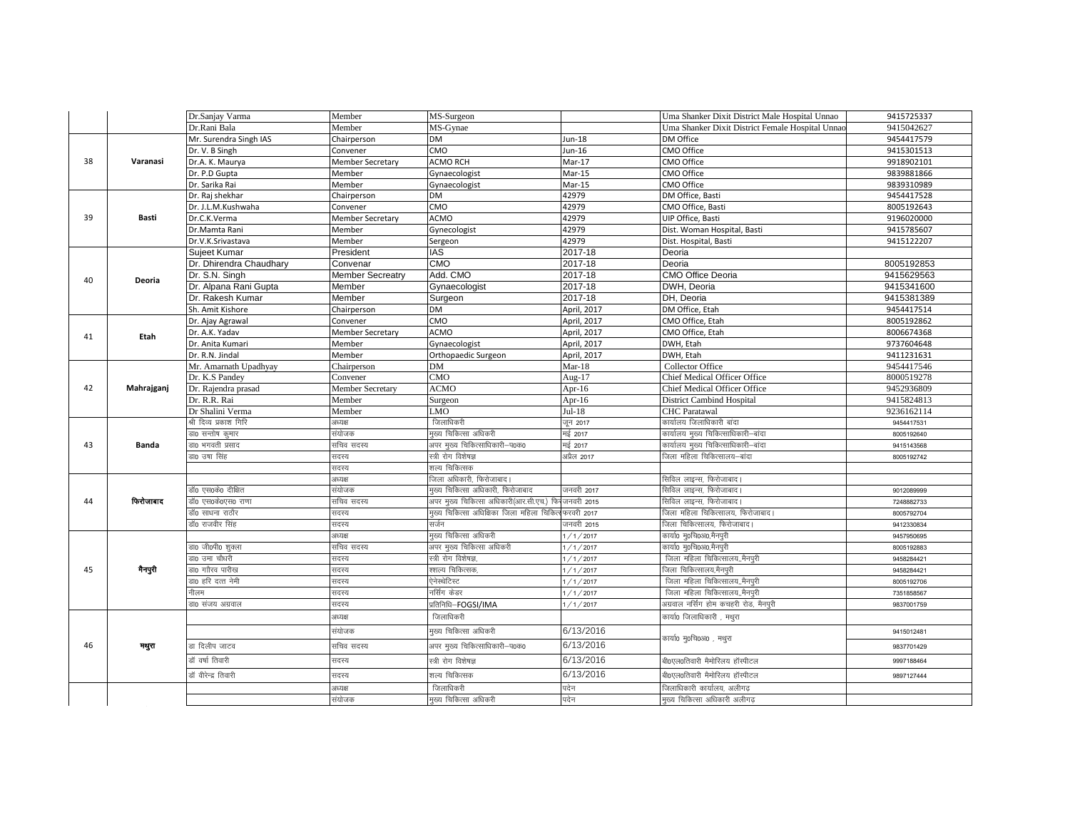| | | | | | | | |
|---|---|---|---|---|---|---|---|
| | | Dr.Sanjay Varma | Member | MS-Surgeon | | Uma Shanker Dixit District Male Hospital Unnao | 9415725337 |
| | | Dr.Rani Bala | Member | MS-Gynae | | Uma Shanker Dixit District Female Hospital Unnao | 9415042627 |
| 38 | Varanasi | Mr. Surendra Singh IAS | Chairperson | DM | Jun-18 | DM Office | 9454417579 |
| | | Dr. V. B Singh | Convener | CMO | Jun-16 | CMO Office | 9415301513 |
| | | Dr.A. K. Maurya | Member Secretary | ACMO RCH | Mar-17 | CMO Office | 9918902101 |
| | | Dr. P.D Gupta | Member | Gynaecologist | Mar-15 | CMO Office | 9839881866 |
| | | Dr. Sarika Rai | Member | Gynaecologist | Mar-15 | CMO Office | 9839310989 |
| 39 | Basti | Dr. Raj shekhar | Chairperson | DM | 42979 | DM Office, Basti | 9454417528 |
| | | Dr. J.L.M.Kushwaha | Convener | CMO | 42979 | CMO Office, Basti | 8005192643 |
| | | Dr.C.K.Verma | Member Secretary | ACMO | 42979 | UIP Office, Basti | 9196020000 |
| | | Dr.Mamta Rani | Member | Gynecologist | 42979 | Dist. Woman Hospital, Basti | 9415785607 |
| | | Dr.V.K.Srivastava | Member | Sergeon | 42979 | Dist. Hospital, Basti | 9415122207 |
| 40 | Deoria | Sujeet Kumar | President | IAS | 2017-18 | Deoria | |
| | | Dr. Dhirendra Chaudhary | Convenar | CMO | 2017-18 | Deoria | 8005192853 |
| | | Dr. S.N. Singh | Member Secreatry | Add. CMO | 2017-18 | CMO Office Deoria | 9415629563 |
| | | Dr. Alpana Rani Gupta | Member | Gynaecologist | 2017-18 | DWH, Deoria | 9415341600 |
| | | Dr. Rakesh Kumar | Member | Surgeon | 2017-18 | DH, Deoria | 9415381389 |
| 41 | Etah | Sh. Amit Kishore | Chairperson | DM | April, 2017 | DM Office, Etah | 9454417514 |
| | | Dr. Ajay Agrawal | Convener | CMO | April, 2017 | CMO Office, Etah | 8005192862 |
| | | Dr. A.K. Yadav | Member Secretary | ACMO | April, 2017 | CMO Office, Etah | 8006674368 |
| | | Dr. Anita Kumari | Member | Gynaecologist | April, 2017 | DWH, Etah | 9737604648 |
| | | Dr. R.N. Jindal | Member | Orthopaedic Surgeon | April, 2017 | DWH, Etah | 9411231631 |
| 42 | Mahrajganj | Mr. Amarnath Upadhyay | Chairperson | DM | Mar-18 | Collector Office | 9454417546 |
| | | Dr. K.S Pandey | Convener | CMO | Aug-17 | Chief Medical Officer Office | 8000519278 |
| | | Dr. Rajendra prasad | Member Secretary | ACMO | Apr-16 | Chief Medical Officer Office | 9452936809 |
| | | Dr. R.R. Rai | Member | Surgeon | Apr-16 | District Cambind Hospital | 9415824813 |
| | | Dr Shalini Verma | Member | LMO | Jul-18 | CHC Paratawal | 9236162114 |
| 43 | Banda | श्री दिव्य प्रकाश गिरि | अध्यक्ष | जिलाधिकारी | जून 2017 | कार्यालय जिलाधिकारी बांदा | 9454417531 |
| | | डा0 सन्तोष कुमार | संयोजक | मुख्य चिकित्सा अधिकारी | मई 2017 | कार्यालय मुख्य चिकित्साधिकारी–बांदा | 8005192640 |
| | | डा0 भगवती प्रसाद | सचिव सदस्य | अपर मुख्य चिकित्साधिकारी–प0क0 | मई 2017 | कार्यालय मुख्य चिकित्साधिकारी–बांदा | 9415143568 |
| | | डा0 उषा सिंह | सदस्य | स्त्री रोग विशेषज्ञ | अप्रैल 2017 | जिला महिला चिकित्सालय–बांदा | 8005192742 |
| | | | सदस्य | शल्य चिकित्सक | | | |
| 44 | फिरोजाबाद | | अध्यक्ष | जिला अधिकारी, फिरोजाबाद। | | सिविल लाइन्स, फिरोजाबाद। | |
| | | डॉ0 एस0के0 दीक्षित | संयोजक | मुख्य चिकित्सा अधिकारी, फिरोजाबाद | जनवरी 2017 | सिविल लाइन्स, फिरोजाबाद। | 9012089999 |
| | | डॉ0 एस0के0एस0 राणा | सचिव सदस्य | अपर मुख्य चिकित्सा अधिकारी(आर.सी.एच.) फि | जनवरी 2015 | सिविल लाइन्स, फिरोजाबाद। | 7248882733 |
| | | डॉ0 साधना राठौर | सदस्य | मुख्य चिकित्सा अधिक्षिका जिला महिला चिकित | फरवरी 2017 | जिला महिला चिकित्सालय, फिरोजाबाद। | 8005792704 |
| | | डॉ0 राजवीर सिंह | सदस्य | सर्जन | जनवरी 2015 | जिला चिकित्सालय, फिरोजाबाद। | 9412330834 |
| 45 | मैनपुरी | | अध्यक्ष | मुख्य चिकित्सा अधिकारी | 1/1/2017 | कार्या0 मु0चि0अ0,मैनपुरी | 9457950695 |
| | | डा0 जी0पी0 शुक्ला | सचिव सदस्य | अपर मुख्य चिकित्सा अधिकरी | 1/1/2017 | कार्या0 मु0चि0अ0,मैनपुरी | 8005192883 |
| | | डा0 उमा चौधरी | सदस्य | स्त्री रोग विशेषज्ञ, | 1/1/2017 | जिला महिला चिकित्सालय,मैनपुरी | 9458284421 |
| | | डा0 गौरव पारीख | सदस्य | श्शल्य चिकित्सक, | 1/1/2017 | जिला चिकित्सालय,मैनपुरी | 9458284421 |
| | | डा0 हरि दत्त नेमी | सदस्य | ऐनेस्थेटिस्ट | 1/1/2017 | जिला महिला चिकित्सालय,मैनपुरी | 8005192706 |
| | | नीलम | सदस्य | नर्सिंग केडर | 1/1/2017 | जिला महिला चिकित्सालय,मैनपुरी | 7351858567 |
| | | डा0 संजय अग्रवाल | सदस्य | प्रतिनिधि–FOGSI/IMA | 1/1/2017 | अग्रवाल नर्सिंग होम कचहरी रोड, मैनपुरी | 9837001759 |
| 46 | मथुरा | | अध्यक्ष | जिलाधिकारी | | कार्या0 जिलाधिकारी , मथुरा | |
| | | | संयोजक | मुख्य चिकित्सा अधिकारी | 6/13/2016 | कार्या0 मु0चि0अ0 , मथुरा | 9415012481 |
| | | डा दिलीप जाटव | सचिव सदस्य | अपर मुख्य चिकित्साधिकारी–प0क0 | 6/13/2016 | | 9837701429 |
| | | डॉ वर्षा तिवारी | सदस्य | स्त्री रोग विशेषज्ञ | 6/13/2016 | बी0एल0तिवारी मैमोरियल हॉस्पीटल | 9997188464 |
| | | डॉ वीरेन्द्र तिवारी | सदस्य | शल्य चिकित्सक | 6/13/2016 | बी0एल0तिवारी मैमोरियल हॉस्पीटल | 9897127444 |
| | | | अध्यक्ष | जिलाधिकारी | पदेन | जिलाधिकारी कार्यालय, अलीगढ़ | |
| | | | संयोजक | मुख्य चिकित्सा अधिकारी | पदेन | मुख्य चिकित्सा अधिकारी अलीगढ़ | |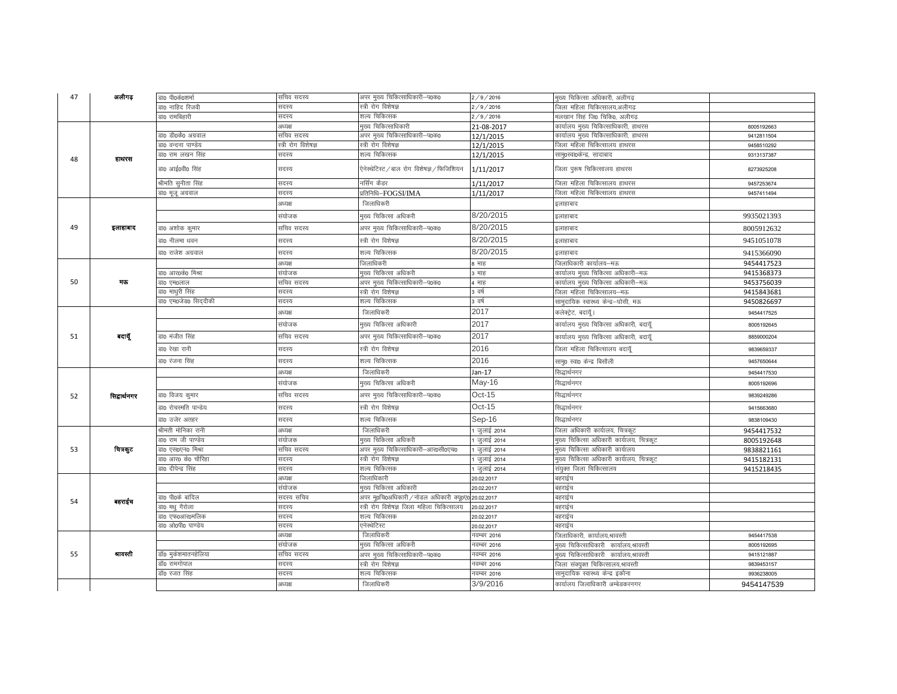| 47 | अलीगढ़ | डा0 पी0के0शर्मा | सचिव सदस्य | अपर मुख्य चिकित्साधिकारी–प0क0 | 2/9/2016 | मुख्य चिकित्सा अधिकारी, अलीगढ़ | |
|---|---|---|---|---|---|---|---|
| | | डा0 नाहिद रिजवी | सदस्य | स्त्री रोग विशेषज्ञ | 2/9/2016 | जिला महिला चिकित्सालय,अलीगढ़ | |
| | | डा0 रामबिहारी | सदस्य | शल्य चिकित्सक | 2/9/2016 | मलखान सिंह जि0 चिकि0, अलीगढ़ | |
| 48 | हाथरस | | अध्यक्ष | मुख्य चिकित्साधिकारी | 21-08-2017 | कार्यालय मुख्य चिकित्साधिकारी, हाथरस | 8005192663 |
| | | डा0 डी0के0 अग्रवाल | सचिव सदस्य | अपर मुख्य चिकित्साधिकारी–प0क0 | 12/1/2015 | कार्यालय मुख्य चिकित्साधिकारी, हाथरस | 9412811504 |
| | | डा0 वन्दना पाण्डेय | स्त्री रोग विशेषज्ञ | स्त्री रोग विशेषज्ञ | 12/1/2015 | जिला महिला चिकित्सालय हाथरस | 9458510292 |
| | | डा0 राम लखन सिंह | सदस्य | शल्य चिकित्सक | 12/1/2015 | सामु0स्वा0केन्द्र, सादाबाद | 9313137387 |
| | | डा0 आई0वी0 सिंह | सदस्य | ऐनेस्थेटिस्ट/बाल रोग विशेषज्ञ/फिजिशियन | 1/11/2017 | जिला पुरूष चिकित्सालय हाथरस | 8273925208 |
| | | श्रीमति सुनीता सिंह | सदस्य | नर्सिंग कैडर | 1/11/2017 | जिला महिला चिकित्सालय हाथरस | 9457253674 |
| | | डा0 मूजू अग्रवाल | सदस्य | प्रतिनिधि–FOGSI/IMA | 1/11/2017 | जिला महिला चिकित्सालय हाथरस | 9457411494 |
| 49 | इलाहाबाद | | अध्यक्ष | जिलाधिकारी | | इलाहाबाद | |
| | | | संयोजक | मुख्य चिकित्सा अधिकारी | 8/20/2015 | इलाहाबाद | 9935021393 |
| | | डा0 अशोक कुमार | सचिव सदस्य | अपर मुख्य चिकित्साधिकारी–प0क0 | 8/20/2015 | इलाहाबाद | 8005912632 |
| | | डा0 नीलमा धवन | सदस्य | स्त्री रोग विशेषज्ञ | 8/20/2015 | इलाहाबाद | 9451051078 |
| | | डा0 राजेश अग्रवाल | सदस्य | शल्य चिकित्सक | 8/20/2015 | इलाहाबाद | 9415366090 |
| 50 | मऊ | | अध्यक्ष | जिलाधिकारी | 8 माह | जिलाधिकारी कार्यालय–मऊ | 9454417523 |
| | | डा0 आर0के0 मिश्रा | संयोजक | मुख्य चिकित्सा अधिकारी | 3 माह | कार्यालय मुख्य चिकित्सा अधिकारी–मऊ | 9415368373 |
| | | डा0 एम0लाल | सचिव सदस्य | अपर मुख्य चिकित्साधिकारी–प0क0 | 4 माह | कार्यालय मुख्य चिकित्सा अधिकारी–मऊ | 9453756039 |
| | | डा0 माधुरी सिंह | सदस्य | स्त्री रोग विशेषज्ञ | 3 वर्ष | जिला महिला चिकित्सालय–मऊ | 9415843681 |
| | | डा0 एम0जेड0 सिद्दीकी | सदस्य | शल्य चिकित्सक | 3 वर्ष | सामुदायिक स्वास्थ्य केन्द्र–घोसी, मऊ | 9450826697 |
| 51 | बदायूँ | | अध्यक्ष | जिलाधिकारी | 2017 | कलेक्ट्रेट, बदायूँ। | 9454417525 |
| | | | संयोजक | मुख्य चिकित्सा अधिकारी | 2017 | कार्यालय मुख्य चिकित्सा अधिकारी, बदायूँ | 8005192645 |
| | | डा0 मंजीत सिंह | सचिव सदस्य | अपर मुख्य चिकित्साधिकारी–प0क0 | 2017 | कार्यालय मुख्य चिकित्सा अधिकारी, बदायूँ | 8859000204 |
| | | डा0 रेखा रानी | सदस्य | स्त्री रोग विशेषज्ञ | 2016 | जिला महिला चिकित्सालय बदायूँ | 9839659337 |
| | | डा0 रंजना सिंह | सदस्य | शल्य चिकित्सक | 2016 | सामु0 स्वा0 केन्द्र बिसौली | 9457650644 |
| 52 | सिद्धार्थनगर | | अध्यक्ष | जिलाधिकारी | Jan-17 | सिद्धार्थनगर | 9454417530 |
| | | | संयोजक | मुख्य चिकित्सा अधिकारी | May-16 | सिद्धार्थनगर | 8005192696 |
| | | डा0 विजय कुमार | सचिव सदस्य | अपर मुख्य चिकित्साधिकारी–प0क0 | Oct-15 | सिद्धार्थनगर | 9839249286 |
| | | डा0 रोचस्मति पान्डेय | सदस्य | स्त्री रोग विशेषज्ञ | Oct-15 | सिद्धार्थनगर | 9415663680 |
| | | डा0 उजेर अतहर | सदस्य | शल्य चिकित्सक | Sep-16 | सिद्धार्थनगर | 9838109430 |
| 53 | चित्रकुट | श्रीमती मोनिका रानी | अध्यक्ष | जिलाधिकारी | 1 जुलाई 2014 | जिला अधिकारी कार्यालय, चित्रकूट | 9454417532 |
| | | डा0 राम जी पाण्डेय | संयोजक | मुख्य चिकित्सा अधिकारी | 1 जुलाई 2014 | मुख्य चिकित्सा अधिकारी कार्यालय, चित्रकूट | 8005192648 |
| | | डा0 एस0एन0 मिश्रा | सचिव सदस्य | अपर मुख्य चिकित्साधिकारी–आर0सी0एच0 | 1 जुलाई 2014 | मुख्य चिकित्सा अधिकारी कार्यालय | 9838821161 |
| | | डा0 आर0 के0 चौरिहा | सदस्य | स्त्री रोग विशेषज्ञ | 1 जुलाई 2014 | मुख्य चिकित्सा अधिकारी कार्यालय, चित्रकूट | 9415182131 |
| | | डा0 दीपेन्द्र सिंह | सदस्य | शल्य चिकित्सक | 1 जुलाई 2014 | संयुक्त जिला चिकित्सालय | 9415218435 |
| 54 | बहराईच | | अध्यक्ष | जिलाधिकारी | 20.02.2017 | बहराईच | |
| | | | संयोजक | मुख्य चिकित्सा अधिकारी | 20.02.2017 | बहराईच | |
| | | डा0 पी0के0 बांदिल | सदस्य सचिव | अपर मु0चि0अधिकारी/नोडल अधिकारी क्यू0ए0 | 20.02.2017 | बहराईच | |
| | | डा0 मधु गैरोला | सदस्य | स्त्री रोग विशेषज्ञ जिला महिला चिकित्सालय | 20.02.2017 | बहराईच | |
| | | डा0 एफ0आर0मलिक | सदस्य | शल्य चिकित्सक | 20.02.2017 | बहराईच | |
| | | डा0 ओ0पी0 पाण्डेय | सदस्य | एनेस्थेटिस्ट | 20.02.2017 | बहराईच | |
| 55 | श्रावस्ती | | अध्यक्ष | जिलाधिकारी | नवम्बर 2016 | जिलाधिकारी, कार्यालय,श्रावस्ती | 9454417538 |
| | | | संयोजक | मुख्य चिकित्सा अधिकारी | नवम्बर 2016 | मुख्य चिकित्साधिकारी कार्यालय,श्रावस्ती | 8005192695 |
| | | डॉ0 मुकेशमातनहेलिया | सचिव सदस्य | अपर मुख्य चिकित्साधिकारी–प0क0 | नवम्बर 2016 | मुख्य चिकित्साधिकारी कार्यालय,श्रावस्ती | 9415121887 |
| | | डॉ0 रामगोपाल | सदस्य | स्त्री रोग विशेषज्ञ | नवम्बर 2016 | जिला संक्युक्त चिकित्सालय,श्रावस्ती | 9839453157 |
| | | डॉ0 रजत सिंह | सदस्य | शल्य चिकित्सक | नवम्बर 2016 | सामुदायिक स्वास्थ्य केन्द्र इकौना | 9936238005 |
| | | | अध्यक्ष | जिलाधिकारी | 3/9/2016 | कार्यालय जिलाधिकारी अम्बेडकरनगर | 9454147539 |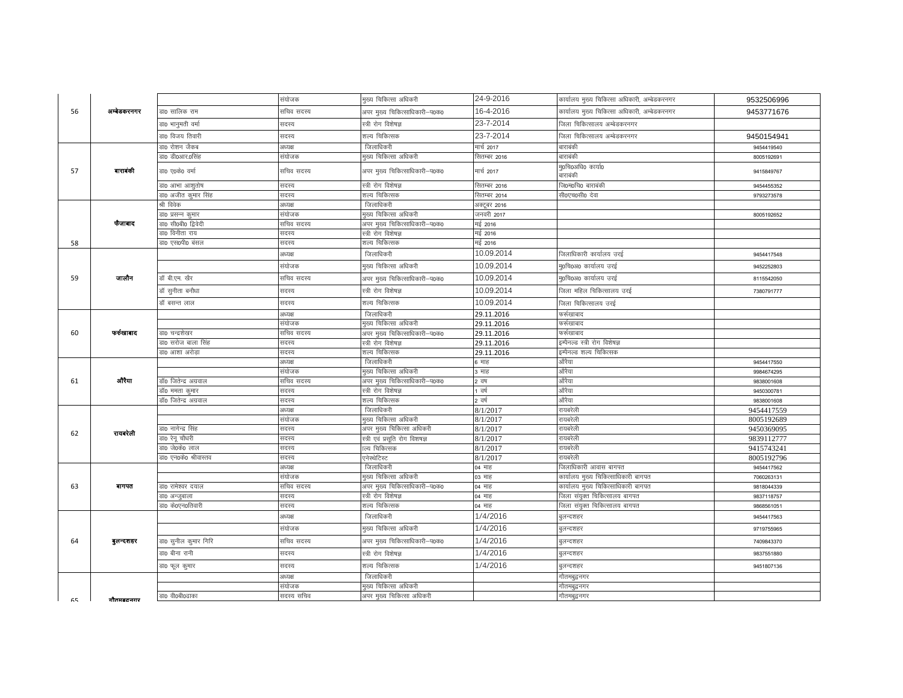| | | | | | | | |
|---|---|---|---|---|---|---|---|
| 56 | अम्बेडकरनगर | | संयोजक | मुख्य चिकित्सा अधिकारी | 24-9-2016 | कार्यालय मुख्य चिकित्सा अधिकारी, अम्बेडकरनगर | 9532506996 |
| | | डा0 सालिक राम | सचिव सदस्य | अपर मुख्य चिकित्साधिकारी–प0क0 | 16-4-2016 | कार्यालय मुख्य चिकित्सा अधिकारी, अम्बेडकरनगर | 9453771676 |
| | | डा0 भानुमती वर्मा | सदस्य | स्त्री रोग विशेषज्ञ | 23-7-2014 | जिला चिकित्सालय अम्बेडकरनगर | |
| | | डा0 विजय तिवारी | सदस्य | शल्य चिकित्सक | 23-7-2014 | जिला चिकित्सालय अम्बेडकरनगर | 9450154941 |
| 57 | बाराबंकी | डा0 रोशन जैकब | अध्यक्ष | जिलाधिकारी | मार्च 2017 | बाराबंकी | 9454419540 |
| | | डा0 डी0आर0सिंह | संयोजक | मुख्य चिकित्सा अधिकारी | सितम्बर 2016 | बाराबंकी | 8005192691 |
| | | डा0 ए0के0 वर्मा | सचिव सदस्य | अपर मुख्य चिकित्साधिकारी–प0क0 | मार्च 2017 | मु0चि0अधि0 कार्या0 बाराबंकी | 9415849767 |
| | | डा0 आभा आशुतोष | सदस्य | स्त्री रोग विशेषज्ञ | सितम्बर 2016 | जि0म0चि0 बाराबंकी | 9454455352 |
| | | डा0 अजीत कुमार सिंह | सदस्य | शल्य चिकित्सक | सितम्बर 2014 | सी0एच0सी0 देवा | 9793273578 |
| 58 | फैजाबाद | श्री विवेक | अध्यक्ष | जिलाधिकारी | अक्टूबर 2016 | | |
| | | डा0 प्रसन्न कुमार | संयोजक | मुख्य चिकित्सा अधिकारी | जनवरी 2017 | | 8005192652 |
| | | डा0 सी0बी0 द्विवेदी | सचिव सदस्य | अपर मुख्य चिकित्साधिकारी–प0क0 | मई 2016 | | |
| | | डा0 विनीता राय | सदस्य | स्त्री रोग विशेषज्ञ | मई 2016 | | |
| | | डा0 एस0पी0 बंसल | सदस्य | शल्य चिकित्सक | मई 2016 | | |
| 59 | जालौन | | अध्यक्ष | जिलाधिकारी | 10.09.2014 | जिलाधिकारी कार्यालय उरई | 9454417548 |
| | | | संयोजक | मुख्य चिकित्सा अधिकारी | 10.09.2014 | मु0चि0अ0 कार्यालय उरई | 9452252803 |
| | | डॉ बी.एम. खैर | सचिव सदस्य | अपर मुख्य चिकित्साधिकारी–प0क0 | 10.09.2014 | मु0चि0अ0 कार्यालय उरई | 8115542050 |
| | | डॉ सुनीता बनौधा | सदस्य | स्त्री रोग विशेषज्ञ | 10.09.2014 | जिला महिला चिकित्सालय उरई | 7380791777 |
| | | डॉ बसन्त लाल | सदस्य | शल्य चिकित्सक | 10.09.2014 | जिला चिकित्सालय उरई | |
| 60 | फर्रुखाबाद | | अध्यक्ष | जिलाधिकारी | 29.11.2016 | फर्रुखाबाद | |
| | | | संयोजक | मुख्य चिकित्सा अधिकारी | 29.11.2016 | फर्रुखाबाद | |
| | | डा0 चन्द्रशेखर | सचिव सदस्य | अपर मुख्य चिकित्साधिकारी–प0क0 | 29.11.2016 | फर्रुखाबाद | |
| | | डा0 सरोज बाला सिंह | सदस्य | स्त्री रोग विशेषज्ञ | 29.11.2016 | इम्पैनल्ड स्त्री रोग विशेषज्ञ | |
| | | डा0 आशा अरोड़ा | सदस्य | शल्य चिकित्सक | 29.11.2016 | इम्पैनल्ड शल्य चिकित्सक | |
| 61 | औरैया | | अध्यक्ष | जिलाधिकारी | 6 माह | औरैया | 9454417550 |
| | | | संयोजक | मुख्य चिकित्सा अधिकारी | 3 माह | औरैया | 9984674295 |
| | | डॉ0 जितेन्द्र अग्रवाल | सचिव सदस्य | अपर मुख्य चिकित्साधिकारी–प0क0 | 2 वष | औरैया | 9838001608 |
| | | डॉ0 ममता कुमार | सदस्य | स्त्री रोग विशेषज्ञ | 1 वर्ष | औरैया | 9450300781 |
| | | डॉ0 जितेन्द्र अग्रवाल | सदस्य | शल्य चिकित्सक | 2 वर्ष | औरैया | 9838001608 |
| 62 | रायबरेली | | अध्यक्ष | जिलाधिकारी | 8/1/2017 | रायबरेली | 9454417559 |
| | | | संयोजक | मुख्य चिकित्सा अधिकारी | 8/1/2017 | रायबरेली | 8005192689 |
| | | डा0 नागेन्द्र सिंह | सदस्य | अपर मुख्य चिकित्सा अधिकरी | 8/1/2017 | रायबरेली | 9450369095 |
| | | डा0 रेनू चौधरी | सदस्य | स्त्री एवं प्रसूति रोग विशषज्ञ | 8/1/2017 | रायबरेली | 9839112777 |
| | | डा0 जे0के0 लाल | सदस्य | ल्य चिकित्सक | 8/1/2017 | रायबरेली | 9415743241 |
| | | डा0 एन0के0 श्रीवास्तव | सदस्य | एनेस्थेटिस्ट | 8/1/2017 | रायबरेली | 8005192796 |
| 63 | बागपत | | अध्यक्ष | जिलाधिकारी | 04 माह | जिलाधिकारी आवास बागपत | 9454417562 |
| | | | संयोजक | मुख्य चिकित्सा अधिकारी | 03 माह | कार्यालय मुख्य चिकित्साधिकारी बागपत | 7060263131 |
| | | डा0 रामेश्वर दयाल | सचिव सदस्य | अपर मुख्य चिकित्साधिकारी–प0क0 | 04 माह | कार्यालय मुख्य चिकित्साधिकारी बागपत | 9818044339 |
| | | डा0 अन्जुबाला | सदस्य | स्त्री रोग विशेषज्ञ | 04 माह | जिला संयुक्त चिकित्सालय बागपत | 9837118757 |
| | | डा0 के0एन0तिवारी | सदस्य | शल्य चिकित्सक | 04 माह | जिला संयुक्त चिकित्सालय बागपत | 9868561051 |
| 64 | बुलन्दशहर | | अध्यक्ष | जिलाधिकारी | 1/4/2016 | बुलन्दशहर | 9454417563 |
| | | | संयोजक | मुख्य चिकित्सा अधिकारी | 1/4/2016 | बुलन्दशहर | 9719755965 |
| | | डा0 सुनील कुमार गिरि | सचिव सदस्य | अपर मुख्य चिकित्साधिकारी–प0क0 | 1/4/2016 | बुलन्दशहर | 7409843370 |
| | | डा0 बीना रानी | सदस्य | स्त्री रोग विशेषज्ञ | 1/4/2016 | बुलन्दशहर | 9837551880 |
| | | डा0 फूल कुमार | सदस्य | शल्य चिकित्सक | 1/4/2016 | बुलन्दशहर | 9451807136 |
| 65 | गौतमबुद्धनगर | | अध्यक्ष | जिलाधिकारी | | गौतमबुद्धनगर | |
| | | | संयोजक | मुख्य चिकित्सा अधिकारी | | गौतमबुद्धनगर | |
| | | डा0 वी0बी0ढाका | सदस्य सचिव | अपर मुख्य चिकित्सा अधिकारी | | गौतमबुद्धनगर | |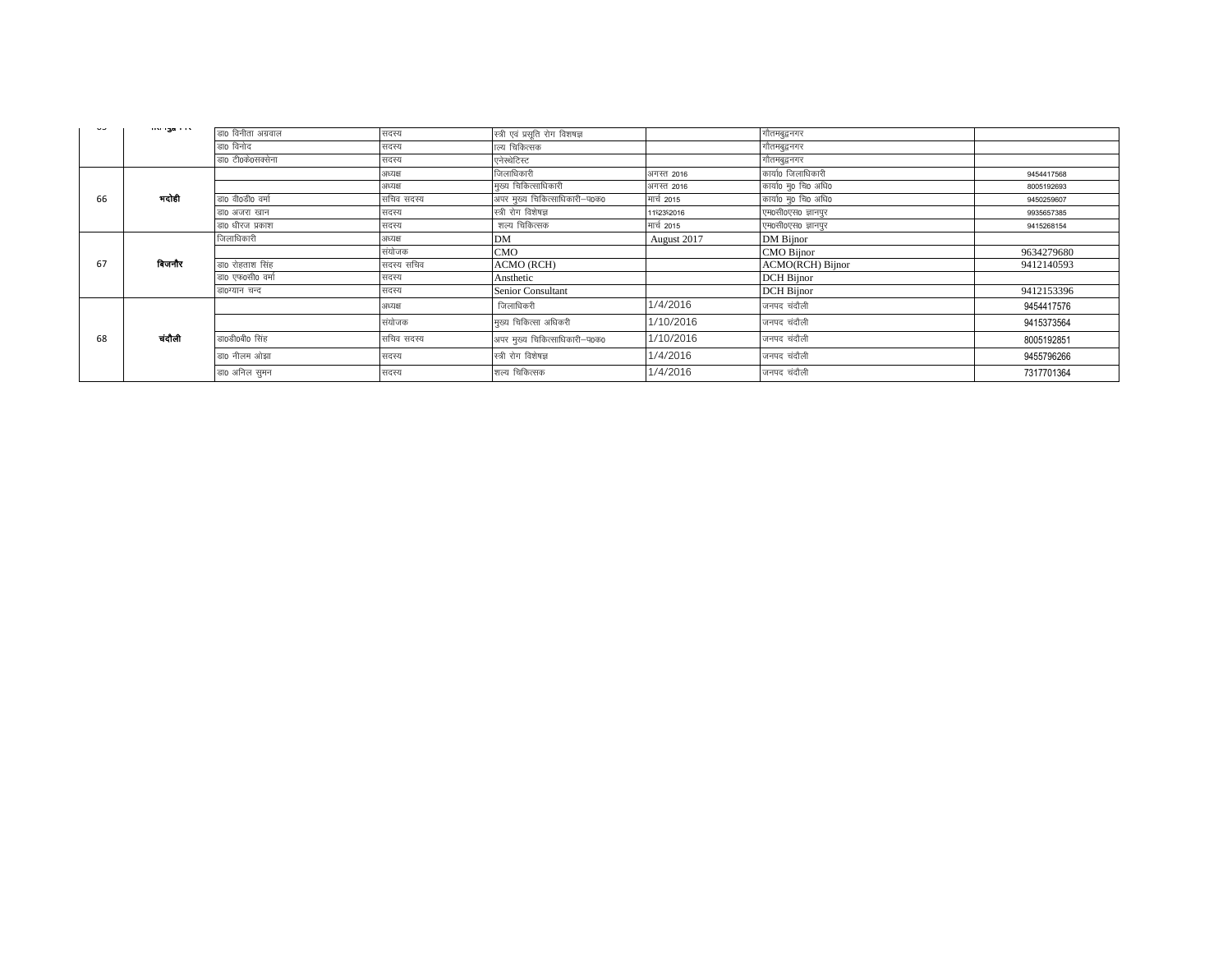| | | | | | | | |
|---|---|---|---|---|---|---|---|
| 65 | गौतमबुद्धनगर | डा0 विनीता अग्रवाल | सदस्य | स्त्री एवं प्रसूति रोग विशषज्ञ | | गौतमबुद्धनगर | |
| | | डा0 विनोद | सदस्य | ल्य चिकित्सक | | गौतमबुद्धनगर | |
| | | डा0 टी0के0सक्सेना | सदस्य | एनेस्थेटिस्ट | | गौतमबुद्धनगर | |
| 66 | भदोही | | अध्यक्ष | जिलाधिकारी | अगस्त 2016 | कार्या0 जिलाधिकारी | 9454417568 |
| | | | अध्यक्ष | मुख्य चिकित्साधिकारी | अगस्त 2016 | कार्या0 मु0 चि0 अधि0 | 8005192693 |
| | | डा0 वी0डी0 वर्मा | सचिव सदस्य | अपर मुख्य चिकित्साधिकारी–प0क0 | मार्च 2015 | कार्या0 मु0 चि0 अधि0 | 9450259607 |
| | | डा0 अजरा खान | सदस्य | स्त्री रोग विशेषज्ञ | 11\23\2016 | एम0सी0एस0 ज्ञानपुर | 9935657385 |
| | | डा0 धीरज प्रकाश | सदस्य | शल्य चिकित्सक | मार्च 2015 | एम0सी0एस0 ज्ञानपुर | 9415268154 |
| 67 | बिजनौर | जिलाधिकारी | अध्यक्ष | DM | August 2017 | DM Bijnor | |
| | | | संयोजक | CMO | | CMO Bijnor | 9634279680 |
| | | डा0 रोहताश सिंह | सदस्य सचिव | ACMO (RCH) | | ACMO(RCH) Bijnor | 9412140593 |
| | | डा0 एफ0सी0 वर्मा | सदस्य | Ansthetic | | DCH Bijnor | |
| | | डा0ग्यान चन्द | सदस्य | Senior Consultant | | DCH Bijnor | 9412153396 |
| 68 | चंदौली | | अध्यक्ष | जिलाधिकरी | 1/4/2016 | जनपद चंदौली | 9454417576 |
| | | | संयोजक | मुख्य चिकित्सा अधिकरी | 1/10/2016 | जनपद चंदौली | 9415373564 |
| | | डा0डी0वी0 सिंह | सचिव सदस्य | अपर मुख्य चिकित्साधिकारी–प0क0 | 1/10/2016 | जनपद चंदौली | 8005192851 |
| | | डा0 नीलम ओझा | सदस्य | स्त्री रोग विशेषज्ञ | 1/4/2016 | जनपद चंदौली | 9455796266 |
| | | डा0 अनिल सुमन | सदस्य | शल्य चिकित्सक | 1/4/2016 | जनपद चंदौली | 7317701364 |